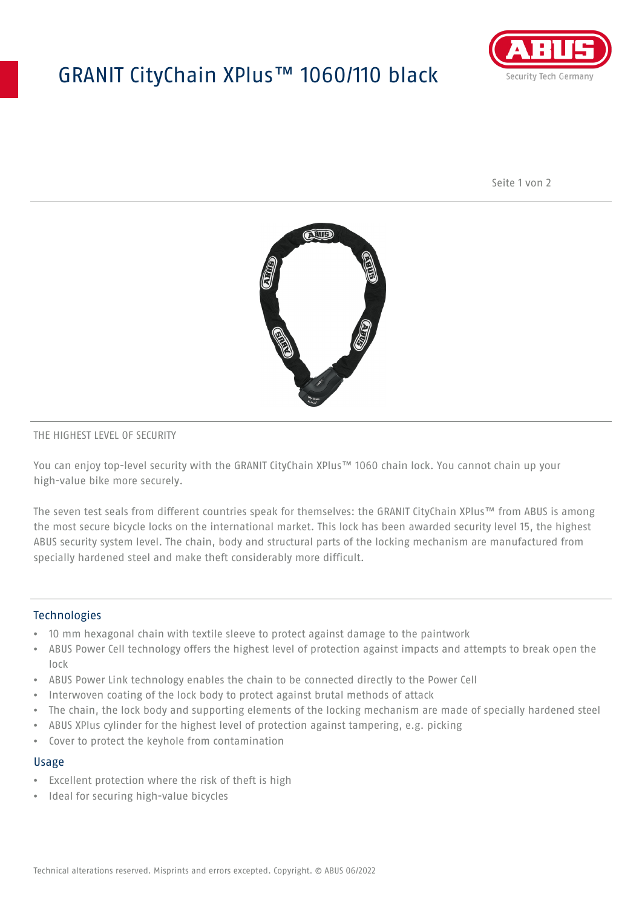# GRANIT CityChain XPlus™ 1060/110 black

THE HIGHEST LEVEL OF SECURITY

You can enjoy top-level security with the GRANIT CityChain XPlus™ 1060 chain lock. You cannot chain up your high-value bike more securely.

The seven test seals from different countries speak for themselves: the GRANIT CityChain XPlus™ from ABUS is among the most secure bicycle locks on the international market. This lock has been awarded security level 15, the highest ABUS security system level. The chain, body and structural parts of the locking mechanism are manufactured from specially hardened steel and make theft considerably more difficult.

## Technologies

- 10 mm hexagonal chain with textile sleeve to protect against damage to the paintwork
- ABUS Power Cell technology offers the highest level of protection against impacts and attempts to break open the lock
- ABUS Power Link technology enables the chain to be connected directly to the Power Cell
- Interwoven coating of the lock body to protect against brutal methods of attack
- The chain, the lock body and supporting elements of the locking mechanism are made of specially hardened steel
- ABUS XPlus cylinder for the highest level of protection against tampering, e.g. picking
- Cover to protect the keyhole from contamination

## Usage

- Excellent protection where the risk of theft is high
- Ideal for securing high-value bicycles

Technical alterations reserved. Misprints and errors excepted. Copyright. © ABUS 06/2022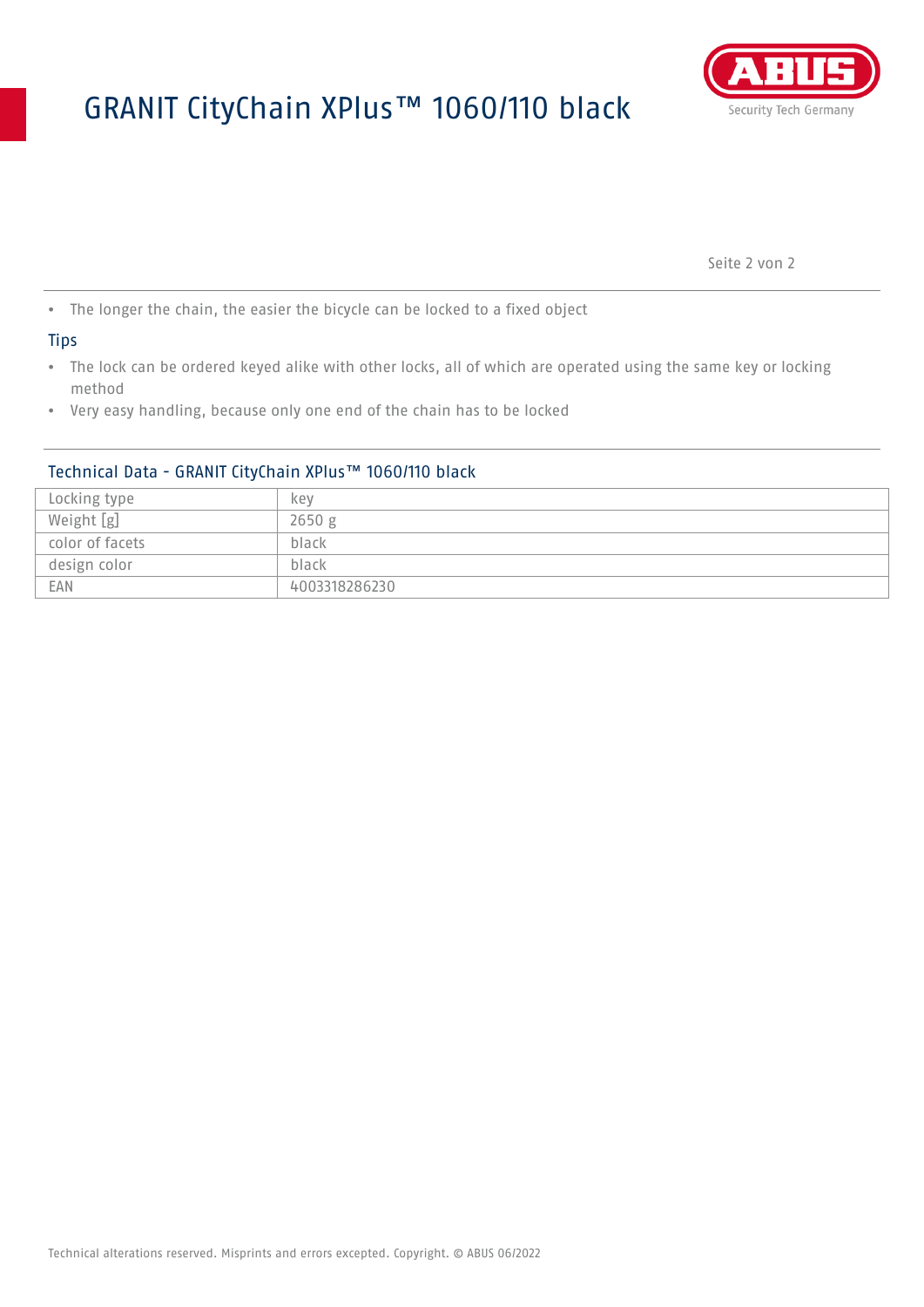- The longer the chain, the easier the bicycle can be locked to a fixed object

## Tips

- The lock can be ordered keyed alike with other locks, all of which are operated using the same key or locking method
- Very easy handling, because only one end of the chain has to be locked

## Technical Data - GRANIT CityChain XPlus™ 1060/110 black

| | |
|---|---|
| Locking type | key |
| Weight [g] | 2650 g |
| color of facets | black |
| design color | black |
| EAN | 4003318286230 |

Technical alterations reserved. Misprints and errors excepted. Copyright. © ABUS 06/2022